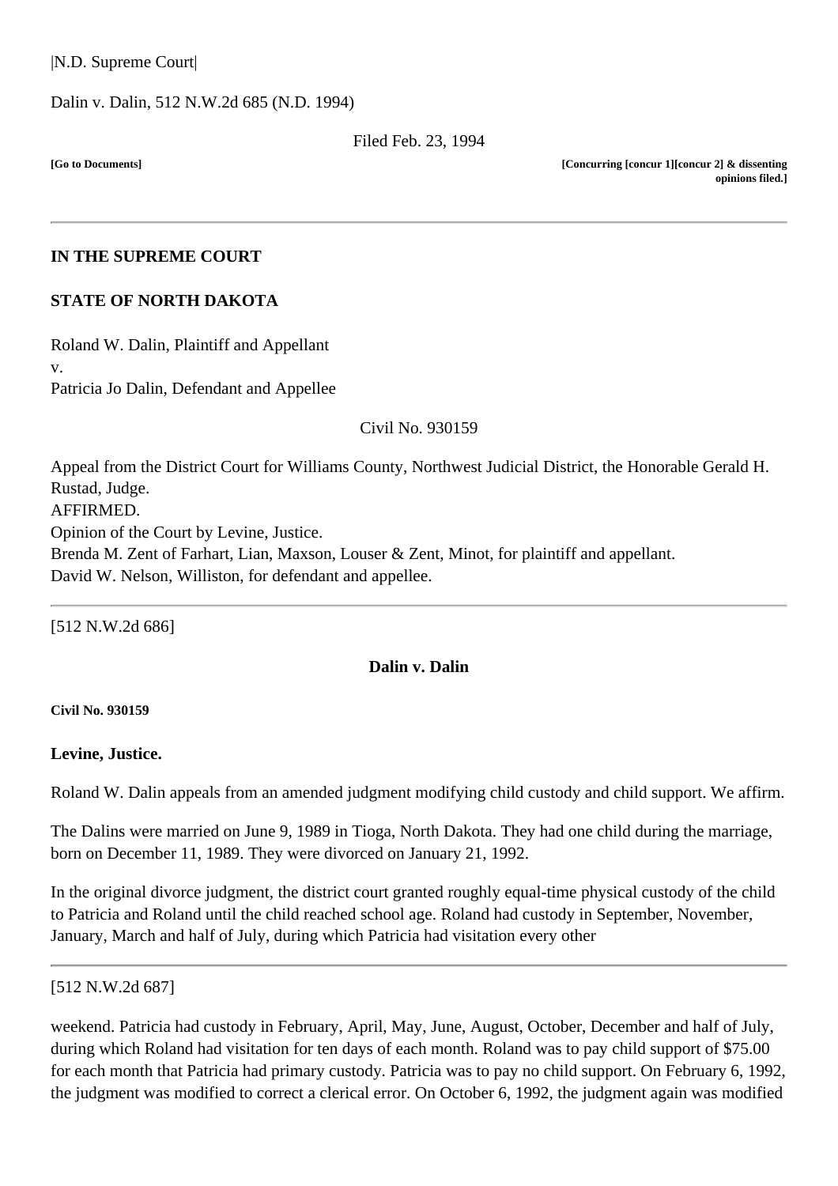|N.D. Supreme Court|

Dalin v. Dalin, 512 N.W.2d 685 (N.D. 1994)

Filed Feb. 23, 1994

**[Go to Documents]** **[Concurring [concur 1][concur 2] & dissenting opinions filed.]**

---

**IN THE SUPREME COURT**

**STATE OF NORTH DAKOTA**

Roland W. Dalin, Plaintiff and Appellant
v.
Patricia Jo Dalin, Defendant and Appellee

Civil No. 930159

Appeal from the District Court for Williams County, Northwest Judicial District, the Honorable Gerald H. Rustad, Judge.
AFFIRMED.
Opinion of the Court by Levine, Justice.
Brenda M. Zent of Farhart, Lian, Maxson, Louser & Zent, Minot, for plaintiff and appellant.
David W. Nelson, Williston, for defendant and appellee.

---

[512 N.W.2d 686]

**Dalin v. Dalin**

**Civil No. 930159**

**Levine, Justice.**

Roland W. Dalin appeals from an amended judgment modifying child custody and child support. We affirm.

The Dalins were married on June 9, 1989 in Tioga, North Dakota. They had one child during the marriage, born on December 11, 1989. They were divorced on January 21, 1992.

In the original divorce judgment, the district court granted roughly equal-time physical custody of the child to Patricia and Roland until the child reached school age. Roland had custody in September, November, January, March and half of July, during which Patricia had visitation every other

---

[512 N.W.2d 687]

weekend. Patricia had custody in February, April, May, June, August, October, December and half of July, during which Roland had visitation for ten days of each month. Roland was to pay child support of $75.00 for each month that Patricia had primary custody. Patricia was to pay no child support. On February 6, 1992, the judgment was modified to correct a clerical error. On October 6, 1992, the judgment again was modified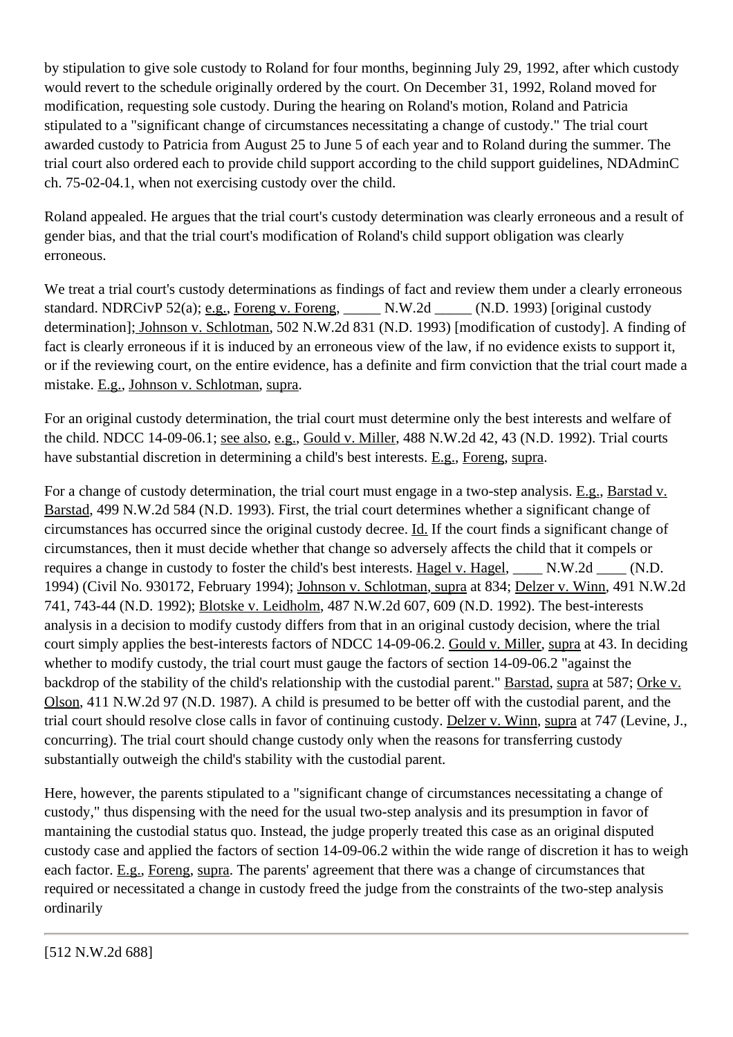by stipulation to give sole custody to Roland for four months, beginning July 29, 1992, after which custody would revert to the schedule originally ordered by the court. On December 31, 1992, Roland moved for modification, requesting sole custody. During the hearing on Roland's motion, Roland and Patricia stipulated to a "significant change of circumstances necessitating a change of custody." The trial court awarded custody to Patricia from August 25 to June 5 of each year and to Roland during the summer. The trial court also ordered each to provide child support according to the child support guidelines, NDAdminC ch. 75-02-04.1, when not exercising custody over the child.

Roland appealed. He argues that the trial court's custody determination was clearly erroneous and a result of gender bias, and that the trial court's modification of Roland's child support obligation was clearly erroneous.

We treat a trial court's custody determinations as findings of fact and review them under a clearly erroneous standard. NDRCivP 52(a); e.g., Foreng v. Foreng, _____ N.W.2d _____ (N.D. 1993) [original custody determination]; Johnson v. Schlotman, 502 N.W.2d 831 (N.D. 1993) [modification of custody]. A finding of fact is clearly erroneous if it is induced by an erroneous view of the law, if no evidence exists to support it, or if the reviewing court, on the entire evidence, has a definite and firm conviction that the trial court made a mistake. E.g., Johnson v. Schlotman, supra.

For an original custody determination, the trial court must determine only the best interests and welfare of the child. NDCC 14-09-06.1; see also, e.g., Gould v. Miller, 488 N.W.2d 42, 43 (N.D. 1992). Trial courts have substantial discretion in determining a child's best interests. E.g., Foreng, supra.

For a change of custody determination, the trial court must engage in a two-step analysis. E.g., Barstad v. Barstad, 499 N.W.2d 584 (N.D. 1993). First, the trial court determines whether a significant change of circumstances has occurred since the original custody decree. Id. If the court finds a significant change of circumstances, then it must decide whether that change so adversely affects the child that it compels or requires a change in custody to foster the child's best interests. Hagel v. Hagel, ____ N.W.2d ____ (N.D. 1994) (Civil No. 930172, February 1994); Johnson v. Schlotman, supra at 834; Delzer v. Winn, 491 N.W.2d 741, 743-44 (N.D. 1992); Blotske v. Leidholm, 487 N.W.2d 607, 609 (N.D. 1992). The best-interests analysis in a decision to modify custody differs from that in an original custody decision, where the trial court simply applies the best-interests factors of NDCC 14-09-06.2. Gould v. Miller, supra at 43. In deciding whether to modify custody, the trial court must gauge the factors of section 14-09-06.2 "against the backdrop of the stability of the child's relationship with the custodial parent." Barstad, supra at 587; Orke v. Olson, 411 N.W.2d 97 (N.D. 1987). A child is presumed to be better off with the custodial parent, and the trial court should resolve close calls in favor of continuing custody. Delzer v. Winn, supra at 747 (Levine, J., concurring). The trial court should change custody only when the reasons for transferring custody substantially outweigh the child's stability with the custodial parent.

Here, however, the parents stipulated to a "significant change of circumstances necessitating a change of custody," thus dispensing with the need for the usual two-step analysis and its presumption in favor of mantaining the custodial status quo. Instead, the judge properly treated this case as an original disputed custody case and applied the factors of section 14-09-06.2 within the wide range of discretion it has to weigh each factor. E.g., Foreng, supra. The parents' agreement that there was a change of circumstances that required or necessitated a change in custody freed the judge from the constraints of the two-step analysis ordinarily

[512 N.W.2d 688]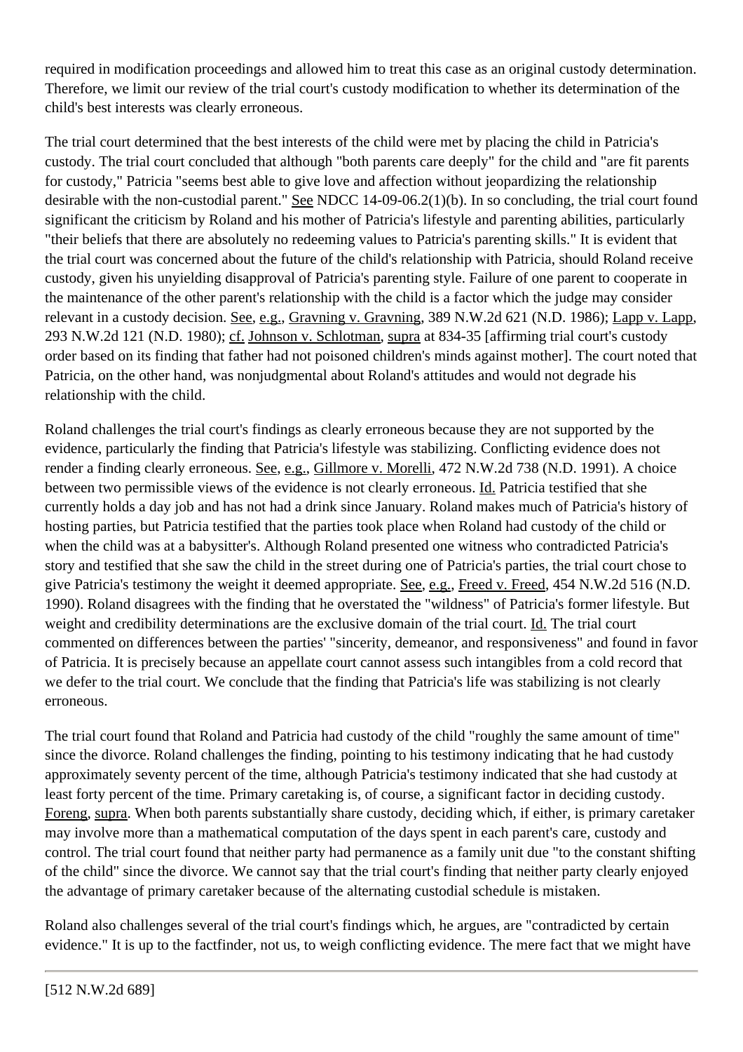required in modification proceedings and allowed him to treat this case as an original custody determination. Therefore, we limit our review of the trial court's custody modification to whether its determination of the child's best interests was clearly erroneous.

The trial court determined that the best interests of the child were met by placing the child in Patricia's custody. The trial court concluded that although "both parents care deeply" for the child and "are fit parents for custody," Patricia "seems best able to give love and affection without jeopardizing the relationship desirable with the non-custodial parent." See NDCC 14-09-06.2(1)(b). In so concluding, the trial court found significant the criticism by Roland and his mother of Patricia's lifestyle and parenting abilities, particularly "their beliefs that there are absolutely no redeeming values to Patricia's parenting skills." It is evident that the trial court was concerned about the future of the child's relationship with Patricia, should Roland receive custody, given his unyielding disapproval of Patricia's parenting style. Failure of one parent to cooperate in the maintenance of the other parent's relationship with the child is a factor which the judge may consider relevant in a custody decision. See, e.g., Gravning v. Gravning, 389 N.W.2d 621 (N.D. 1986); Lapp v. Lapp, 293 N.W.2d 121 (N.D. 1980); cf. Johnson v. Schlotman, supra at 834-35 [affirming trial court's custody order based on its finding that father had not poisoned children's minds against mother]. The court noted that Patricia, on the other hand, was nonjudgmental about Roland's attitudes and would not degrade his relationship with the child.

Roland challenges the trial court's findings as clearly erroneous because they are not supported by the evidence, particularly the finding that Patricia's lifestyle was stabilizing. Conflicting evidence does not render a finding clearly erroneous. See, e.g., Gillmore v. Morelli, 472 N.W.2d 738 (N.D. 1991). A choice between two permissible views of the evidence is not clearly erroneous. Id. Patricia testified that she currently holds a day job and has not had a drink since January. Roland makes much of Patricia's history of hosting parties, but Patricia testified that the parties took place when Roland had custody of the child or when the child was at a babysitter's. Although Roland presented one witness who contradicted Patricia's story and testified that she saw the child in the street during one of Patricia's parties, the trial court chose to give Patricia's testimony the weight it deemed appropriate. See, e.g., Freed v. Freed, 454 N.W.2d 516 (N.D. 1990). Roland disagrees with the finding that he overstated the "wildness" of Patricia's former lifestyle. But weight and credibility determinations are the exclusive domain of the trial court. Id. The trial court commented on differences between the parties' "sincerity, demeanor, and responsiveness" and found in favor of Patricia. It is precisely because an appellate court cannot assess such intangibles from a cold record that we defer to the trial court. We conclude that the finding that Patricia's life was stabilizing is not clearly erroneous.

The trial court found that Roland and Patricia had custody of the child "roughly the same amount of time" since the divorce. Roland challenges the finding, pointing to his testimony indicating that he had custody approximately seventy percent of the time, although Patricia's testimony indicated that she had custody at least forty percent of the time. Primary caretaking is, of course, a significant factor in deciding custody. Foreng, supra. When both parents substantially share custody, deciding which, if either, is primary caretaker may involve more than a mathematical computation of the days spent in each parent's care, custody and control. The trial court found that neither party had permanence as a family unit due "to the constant shifting of the child" since the divorce. We cannot say that the trial court's finding that neither party clearly enjoyed the advantage of primary caretaker because of the alternating custodial schedule is mistaken.

Roland also challenges several of the trial court's findings which, he argues, are "contradicted by certain evidence." It is up to the factfinder, not us, to weigh conflicting evidence. The mere fact that we might have

[512 N.W.2d 689]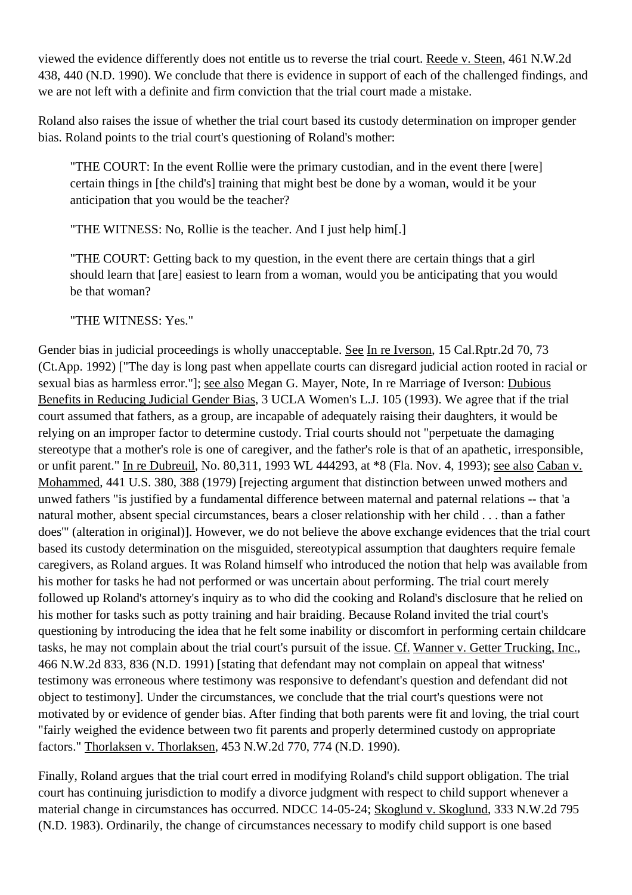viewed the evidence differently does not entitle us to reverse the trial court. Reede v. Steen, 461 N.W.2d 438, 440 (N.D. 1990). We conclude that there is evidence in support of each of the challenged findings, and we are not left with a definite and firm conviction that the trial court made a mistake.

Roland also raises the issue of whether the trial court based its custody determination on improper gender bias. Roland points to the trial court's questioning of Roland's mother:

> "THE COURT: In the event Rollie were the primary custodian, and in the event there [were] certain things in [the child's] training that might best be done by a woman, would it be your anticipation that you would be the teacher?
>
> "THE WITNESS: No, Rollie is the teacher. And I just help him[.]
>
> "THE COURT: Getting back to my question, in the event there are certain things that a girl should learn that [are] easiest to learn from a woman, would you be anticipating that you would be that woman?
>
> "THE WITNESS: Yes."

Gender bias in judicial proceedings is wholly unacceptable. See In re Iverson, 15 Cal.Rptr.2d 70, 73 (Ct.App. 1992) ["The day is long past when appellate courts can disregard judicial action rooted in racial or sexual bias as harmless error."]; see also Megan G. Mayer, Note, In re Marriage of Iverson: Dubious Benefits in Reducing Judicial Gender Bias, 3 UCLA Women's L.J. 105 (1993). We agree that if the trial court assumed that fathers, as a group, are incapable of adequately raising their daughters, it would be relying on an improper factor to determine custody. Trial courts should not "perpetuate the damaging stereotype that a mother's role is one of caregiver, and the father's role is that of an apathetic, irresponsible, or unfit parent." In re Dubreuil, No. 80,311, 1993 WL 444293, at *8 (Fla. Nov. 4, 1993); see also Caban v. Mohammed, 441 U.S. 380, 388 (1979) [rejecting argument that distinction between unwed mothers and unwed fathers "is justified by a fundamental difference between maternal and paternal relations -- that 'a natural mother, absent special circumstances, bears a closer relationship with her child . . . than a father does'" (alteration in original)]. However, we do not believe the above exchange evidences that the trial court based its custody determination on the misguided, stereotypical assumption that daughters require female caregivers, as Roland argues. It was Roland himself who introduced the notion that help was available from his mother for tasks he had not performed or was uncertain about performing. The trial court merely followed up Roland's attorney's inquiry as to who did the cooking and Roland's disclosure that he relied on his mother for tasks such as potty training and hair braiding. Because Roland invited the trial court's questioning by introducing the idea that he felt some inability or discomfort in performing certain childcare tasks, he may not complain about the trial court's pursuit of the issue. Cf. Wanner v. Getter Trucking, Inc., 466 N.W.2d 833, 836 (N.D. 1991) [stating that defendant may not complain on appeal that witness' testimony was erroneous where testimony was responsive to defendant's question and defendant did not object to testimony]. Under the circumstances, we conclude that the trial court's questions were not motivated by or evidence of gender bias. After finding that both parents were fit and loving, the trial court "fairly weighed the evidence between two fit parents and properly determined custody on appropriate factors." Thorlaksen v. Thorlaksen, 453 N.W.2d 770, 774 (N.D. 1990).

Finally, Roland argues that the trial court erred in modifying Roland's child support obligation. The trial court has continuing jurisdiction to modify a divorce judgment with respect to child support whenever a material change in circumstances has occurred. NDCC 14-05-24; Skoglund v. Skoglund, 333 N.W.2d 795 (N.D. 1983). Ordinarily, the change of circumstances necessary to modify child support is one based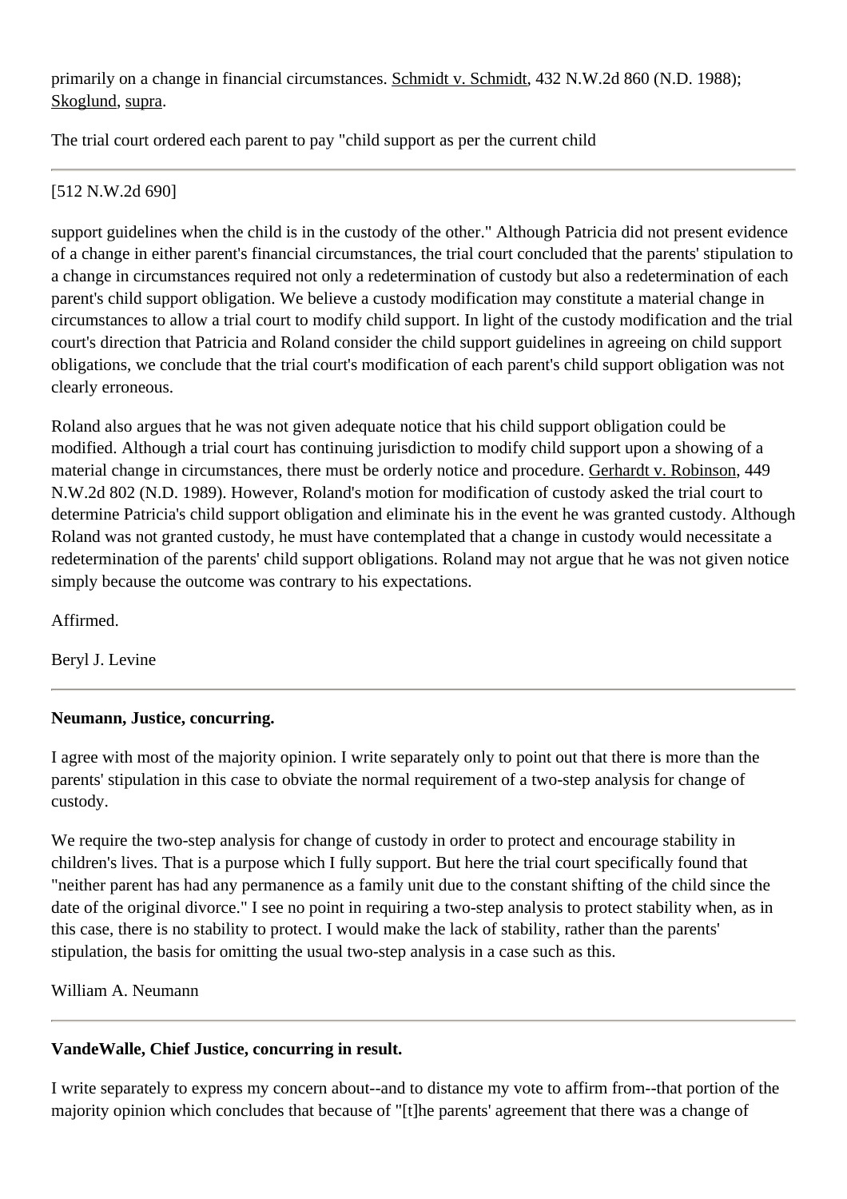primarily on a change in financial circumstances. Schmidt v. Schmidt, 432 N.W.2d 860 (N.D. 1988); Skoglund, supra.

The trial court ordered each parent to pay "child support as per the current child

---

[512 N.W.2d 690]

support guidelines when the child is in the custody of the other." Although Patricia did not present evidence of a change in either parent's financial circumstances, the trial court concluded that the parents' stipulation to a change in circumstances required not only a redetermination of custody but also a redetermination of each parent's child support obligation. We believe a custody modification may constitute a material change in circumstances to allow a trial court to modify child support. In light of the custody modification and the trial court's direction that Patricia and Roland consider the child support guidelines in agreeing on child support obligations, we conclude that the trial court's modification of each parent's child support obligation was not clearly erroneous.

Roland also argues that he was not given adequate notice that his child support obligation could be modified. Although a trial court has continuing jurisdiction to modify child support upon a showing of a material change in circumstances, there must be orderly notice and procedure. Gerhardt v. Robinson, 449 N.W.2d 802 (N.D. 1989). However, Roland's motion for modification of custody asked the trial court to determine Patricia's child support obligation and eliminate his in the event he was granted custody. Although Roland was not granted custody, he must have contemplated that a change in custody would necessitate a redetermination of the parents' child support obligations. Roland may not argue that he was not given notice simply because the outcome was contrary to his expectations.

Affirmed.

Beryl J. Levine

---

**Neumann, Justice, concurring.**

I agree with most of the majority opinion. I write separately only to point out that there is more than the parents' stipulation in this case to obviate the normal requirement of a two-step analysis for change of custody.

We require the two-step analysis for change of custody in order to protect and encourage stability in children's lives. That is a purpose which I fully support. But here the trial court specifically found that "neither parent has had any permanence as a family unit due to the constant shifting of the child since the date of the original divorce." I see no point in requiring a two-step analysis to protect stability when, as in this case, there is no stability to protect. I would make the lack of stability, rather than the parents' stipulation, the basis for omitting the usual two-step analysis in a case such as this.

William A. Neumann

---

**VandeWalle, Chief Justice, concurring in result.**

I write separately to express my concern about--and to distance my vote to affirm from--that portion of the majority opinion which concludes that because of "[t]he parents' agreement that there was a change of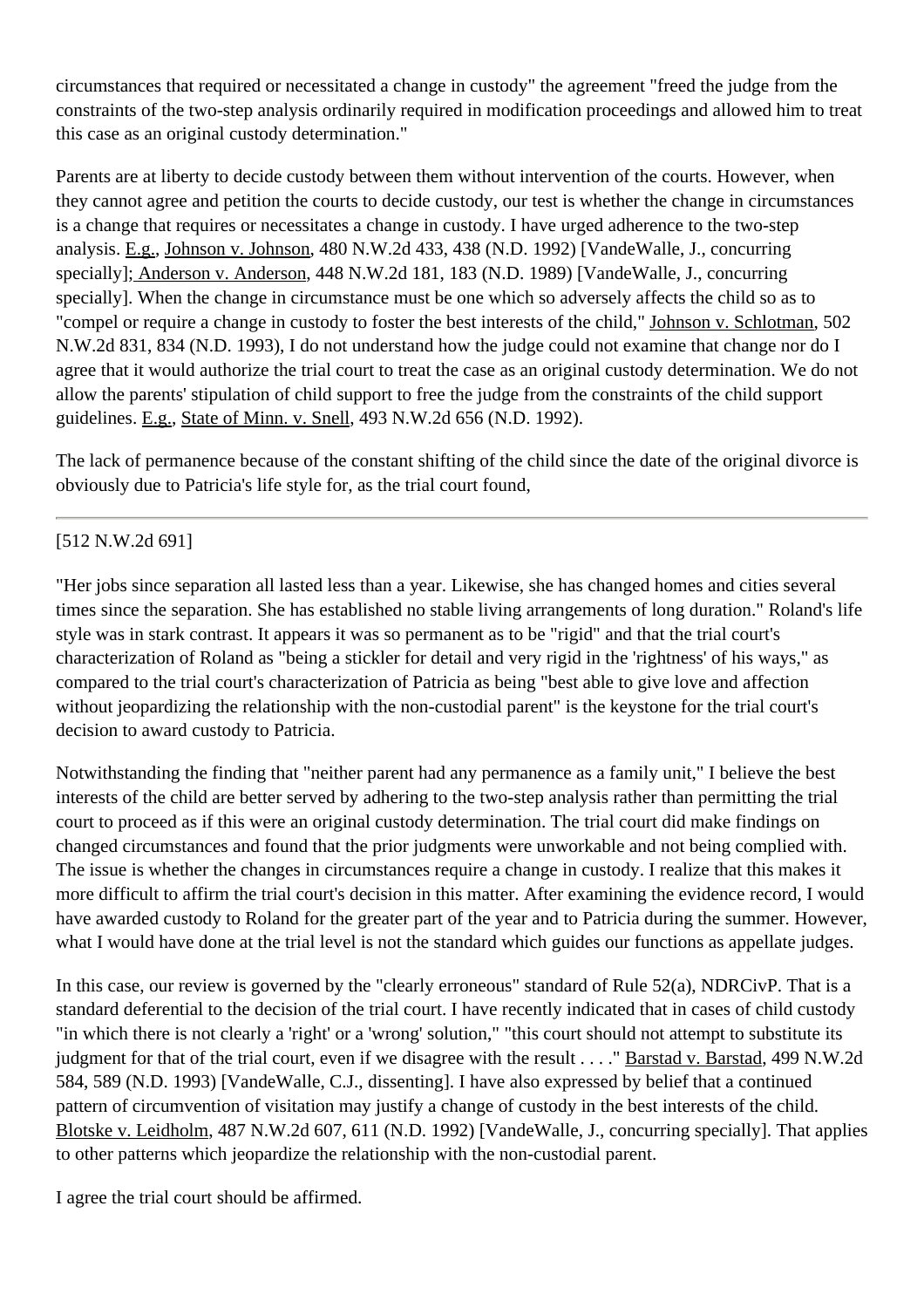circumstances that required or necessitated a change in custody" the agreement "freed the judge from the constraints of the two-step analysis ordinarily required in modification proceedings and allowed him to treat this case as an original custody determination."

Parents are at liberty to decide custody between them without intervention of the courts. However, when they cannot agree and petition the courts to decide custody, our test is whether the change in circumstances is a change that requires or necessitates a change in custody. I have urged adherence to the two-step analysis. E.g., Johnson v. Johnson, 480 N.W.2d 433, 438 (N.D. 1992) [VandeWalle, J., concurring specially]; Anderson v. Anderson, 448 N.W.2d 181, 183 (N.D. 1989) [VandeWalle, J., concurring specially]. When the change in circumstance must be one which so adversely affects the child so as to "compel or require a change in custody to foster the best interests of the child," Johnson v. Schlotman, 502 N.W.2d 831, 834 (N.D. 1993), I do not understand how the judge could not examine that change nor do I agree that it would authorize the trial court to treat the case as an original custody determination. We do not allow the parents' stipulation of child support to free the judge from the constraints of the child support guidelines. E.g., State of Minn. v. Snell, 493 N.W.2d 656 (N.D. 1992).

The lack of permanence because of the constant shifting of the child since the date of the original divorce is obviously due to Patricia's life style for, as the trial court found,

[512 N.W.2d 691]

"Her jobs since separation all lasted less than a year. Likewise, she has changed homes and cities several times since the separation. She has established no stable living arrangements of long duration." Roland's life style was in stark contrast. It appears it was so permanent as to be "rigid" and that the trial court's characterization of Roland as "being a stickler for detail and very rigid in the 'rightness' of his ways," as compared to the trial court's characterization of Patricia as being "best able to give love and affection without jeopardizing the relationship with the non-custodial parent" is the keystone for the trial court's decision to award custody to Patricia.

Notwithstanding the finding that "neither parent had any permanence as a family unit," I believe the best interests of the child are better served by adhering to the two-step analysis rather than permitting the trial court to proceed as if this were an original custody determination. The trial court did make findings on changed circumstances and found that the prior judgments were unworkable and not being complied with. The issue is whether the changes in circumstances require a change in custody. I realize that this makes it more difficult to affirm the trial court's decision in this matter. After examining the evidence record, I would have awarded custody to Roland for the greater part of the year and to Patricia during the summer. However, what I would have done at the trial level is not the standard which guides our functions as appellate judges.

In this case, our review is governed by the "clearly erroneous" standard of Rule 52(a), NDRCivP. That is a standard deferential to the decision of the trial court. I have recently indicated that in cases of child custody "in which there is not clearly a 'right' or a 'wrong' solution," "this court should not attempt to substitute its judgment for that of the trial court, even if we disagree with the result . . . ." Barstad v. Barstad, 499 N.W.2d 584, 589 (N.D. 1993) [VandeWalle, C.J., dissenting]. I have also expressed by belief that a continued pattern of circumvention of visitation may justify a change of custody in the best interests of the child. Blotske v. Leidholm, 487 N.W.2d 607, 611 (N.D. 1992) [VandeWalle, J., concurring specially]. That applies to other patterns which jeopardize the relationship with the non-custodial parent.

I agree the trial court should be affirmed.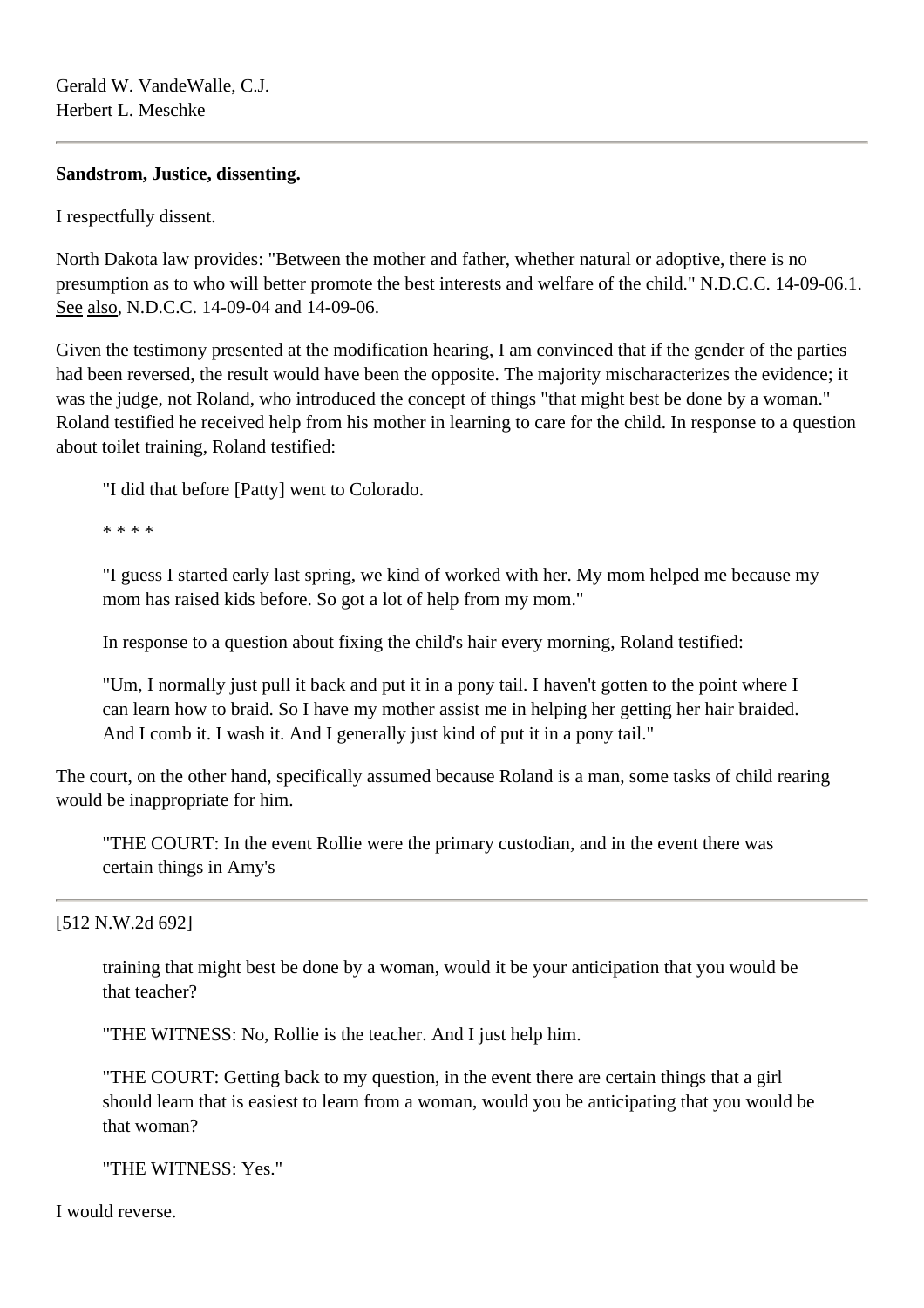Gerald W. VandeWalle, C.J.
Herbert L. Meschke

---

**Sandstrom, Justice, dissenting.**

I respectfully dissent.

North Dakota law provides: "Between the mother and father, whether natural or adoptive, there is no presumption as to who will better promote the best interests and welfare of the child." N.D.C.C. 14-09-06.1. See also, N.D.C.C. 14-09-04 and 14-09-06.

Given the testimony presented at the modification hearing, I am convinced that if the gender of the parties had been reversed, the result would have been the opposite. The majority mischaracterizes the evidence; it was the judge, not Roland, who introduced the concept of things "that might best be done by a woman." Roland testified he received help from his mother in learning to care for the child. In response to a question about toilet training, Roland testified:

> "I did that before [Patty] went to Colorado.
>
> * * * *
>
> "I guess I started early last spring, we kind of worked with her. My mom helped me because my mom has raised kids before. So got a lot of help from my mom."
>
> In response to a question about fixing the child's hair every morning, Roland testified:
>
> "Um, I normally just pull it back and put it in a pony tail. I haven't gotten to the point where I can learn how to braid. So I have my mother assist me in helping her getting her hair braided. And I comb it. I wash it. And I generally just kind of put it in a pony tail."

The court, on the other hand, specifically assumed because Roland is a man, some tasks of child rearing would be inappropriate for him.

> "THE COURT: In the event Rollie were the primary custodian, and in the event there was certain things in Amy's

---

[512 N.W.2d 692]

> training that might best be done by a woman, would it be your anticipation that you would be that teacher?
>
> "THE WITNESS: No, Rollie is the teacher. And I just help him.
>
> "THE COURT: Getting back to my question, in the event there are certain things that a girl should learn that is easiest to learn from a woman, would you be anticipating that you would be that woman?
>
> "THE WITNESS: Yes."

I would reverse.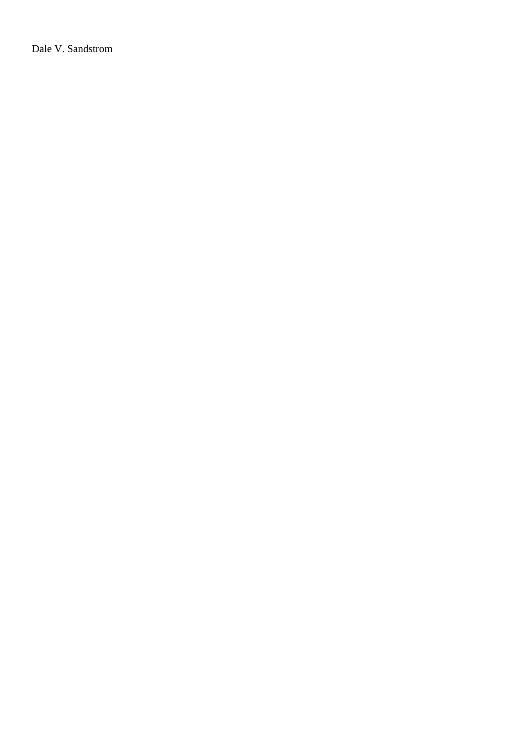Dale V. Sandstrom